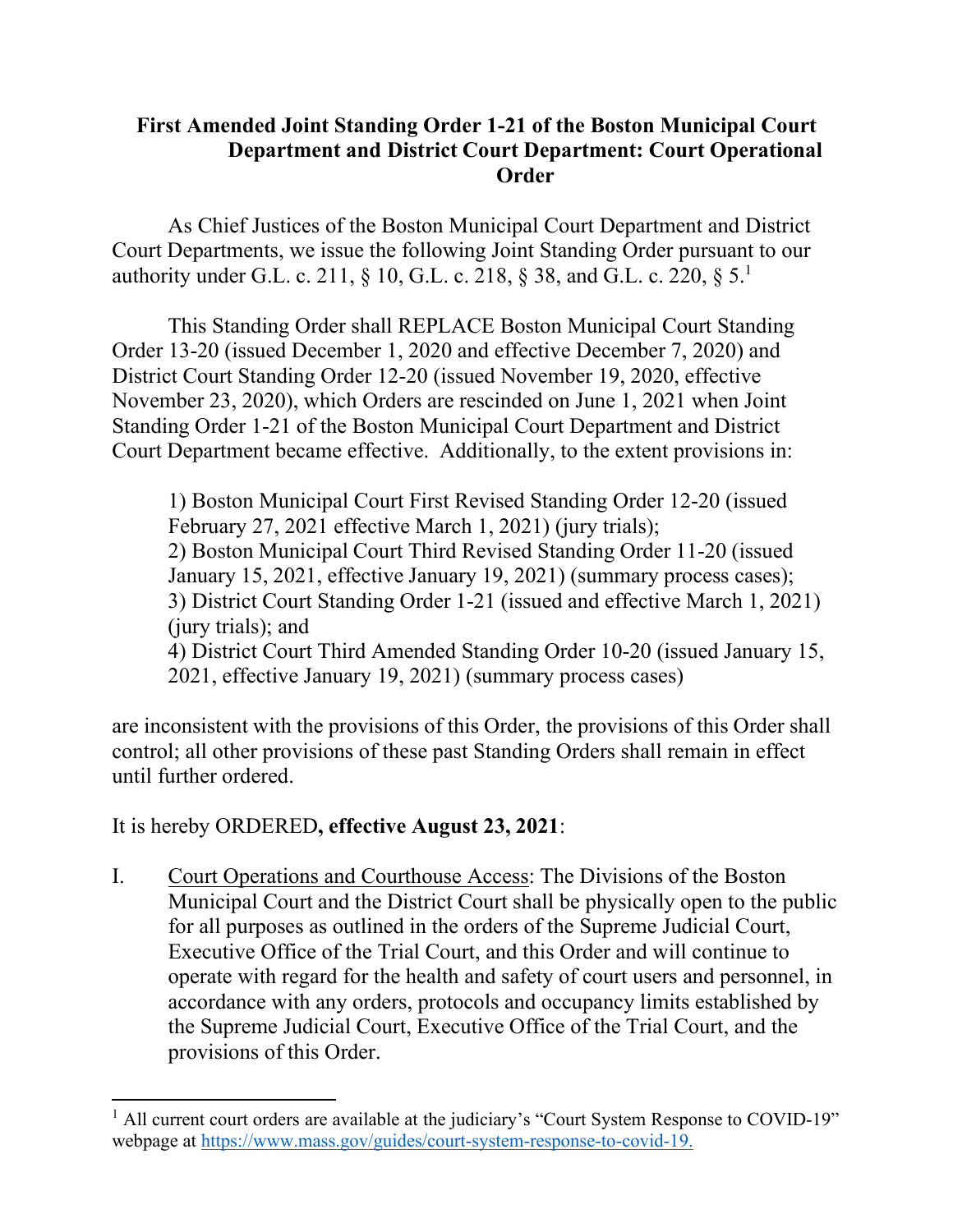# First Amended Joint Standing Order 1-21 of the Boston Municipal Court Department and District Court Department: Court Operational Order

As Chief Justices of the Boston Municipal Court Department and District Court Departments, we issue the following Joint Standing Order pursuant to our authority under G.L. c. 211, § 10, G.L. c. 218, § 38, and G.L. c. 220, § 5.[1]

This Standing Order shall REPLACE Boston Municipal Court Standing Order 13-20 (issued December 1, 2020 and effective December 7, 2020) and District Court Standing Order 12-20 (issued November 19, 2020, effective November 23, 2020), which Orders are rescinded on June 1, 2021 when Joint Standing Order 1-21 of the Boston Municipal Court Department and District Court Department became effective. Additionally, to the extent provisions in:

1) Boston Municipal Court First Revised Standing Order 12-20 (issued February 27, 2021 effective March 1, 2021) (jury trials);
2) Boston Municipal Court Third Revised Standing Order 11-20 (issued January 15, 2021, effective January 19, 2021) (summary process cases);
3) District Court Standing Order 1-21 (issued and effective March 1, 2021) (jury trials); and
4) District Court Third Amended Standing Order 10-20 (issued January 15, 2021, effective January 19, 2021) (summary process cases)

are inconsistent with the provisions of this Order, the provisions of this Order shall control; all other provisions of these past Standing Orders shall remain in effect until further ordered.

It is hereby ORDERED**, effective August 23, 2021**:

I. Court Operations and Courthouse Access: The Divisions of the Boston Municipal Court and the District Court shall be physically open to the public for all purposes as outlined in the orders of the Supreme Judicial Court, Executive Office of the Trial Court, and this Order and will continue to operate with regard for the health and safety of court users and personnel, in accordance with any orders, protocols and occupancy limits established by the Supreme Judicial Court, Executive Office of the Trial Court, and the provisions of this Order.

[1] All current court orders are available at the judiciary's "Court System Response to COVID-19" webpage at https://www.mass.gov/guides/court-system-response-to-covid-19.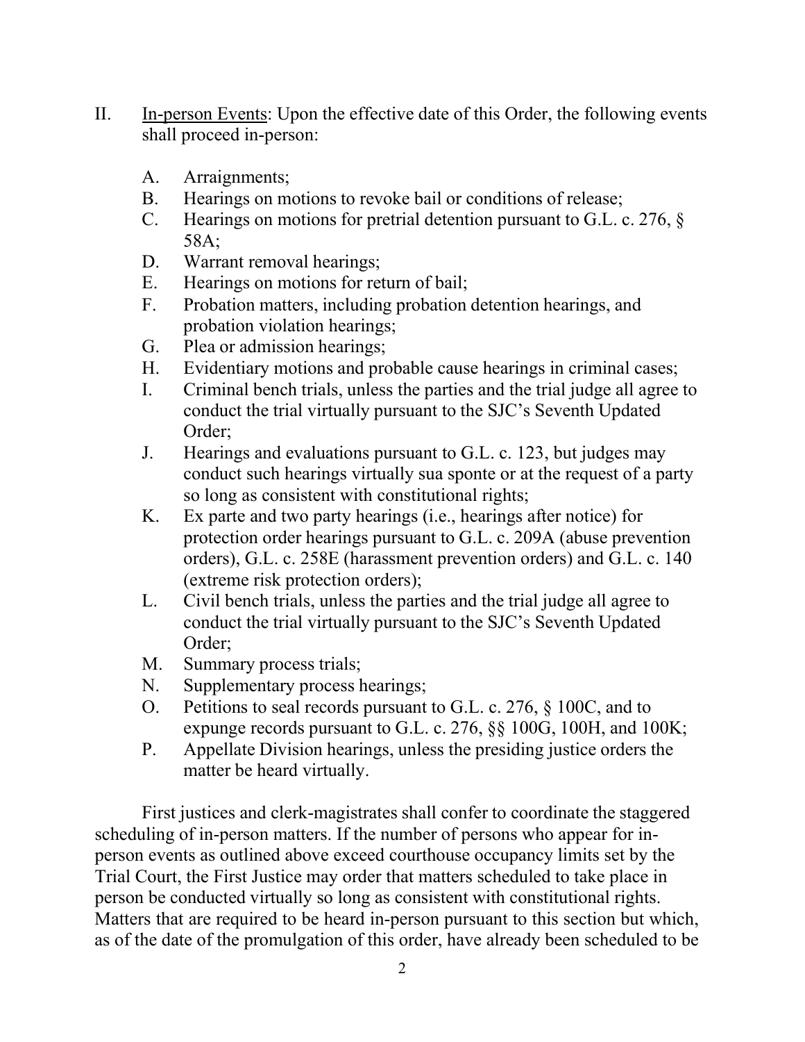II. <u>In-person Events</u>: Upon the effective date of this Order, the following events shall proceed in-person:

   A. Arraignments;
   B. Hearings on motions to revoke bail or conditions of release;
   C. Hearings on motions for pretrial detention pursuant to G.L. c. 276, § 58A;
   D. Warrant removal hearings;
   E. Hearings on motions for return of bail;
   F. Probation matters, including probation detention hearings, and probation violation hearings;
   G. Plea or admission hearings;
   H. Evidentiary motions and probable cause hearings in criminal cases;
   I. Criminal bench trials, unless the parties and the trial judge all agree to conduct the trial virtually pursuant to the SJC's Seventh Updated Order;
   J. Hearings and evaluations pursuant to G.L. c. 123, but judges may conduct such hearings virtually sua sponte or at the request of a party so long as consistent with constitutional rights;
   K. Ex parte and two party hearings (i.e., hearings after notice) for protection order hearings pursuant to G.L. c. 209A (abuse prevention orders), G.L. c. 258E (harassment prevention orders) and G.L. c. 140 (extreme risk protection orders);
   L. Civil bench trials, unless the parties and the trial judge all agree to conduct the trial virtually pursuant to the SJC's Seventh Updated Order;
   M. Summary process trials;
   N. Supplementary process hearings;
   O. Petitions to seal records pursuant to G.L. c. 276, § 100C, and to expunge records pursuant to G.L. c. 276, §§ 100G, 100H, and 100K;
   P. Appellate Division hearings, unless the presiding justice orders the matter be heard virtually.

First justices and clerk-magistrates shall confer to coordinate the staggered scheduling of in-person matters. If the number of persons who appear for in-person events as outlined above exceed courthouse occupancy limits set by the Trial Court, the First Justice may order that matters scheduled to take place in person be conducted virtually so long as consistent with constitutional rights. Matters that are required to be heard in-person pursuant to this section but which, as of the date of the promulgation of this order, have already been scheduled to be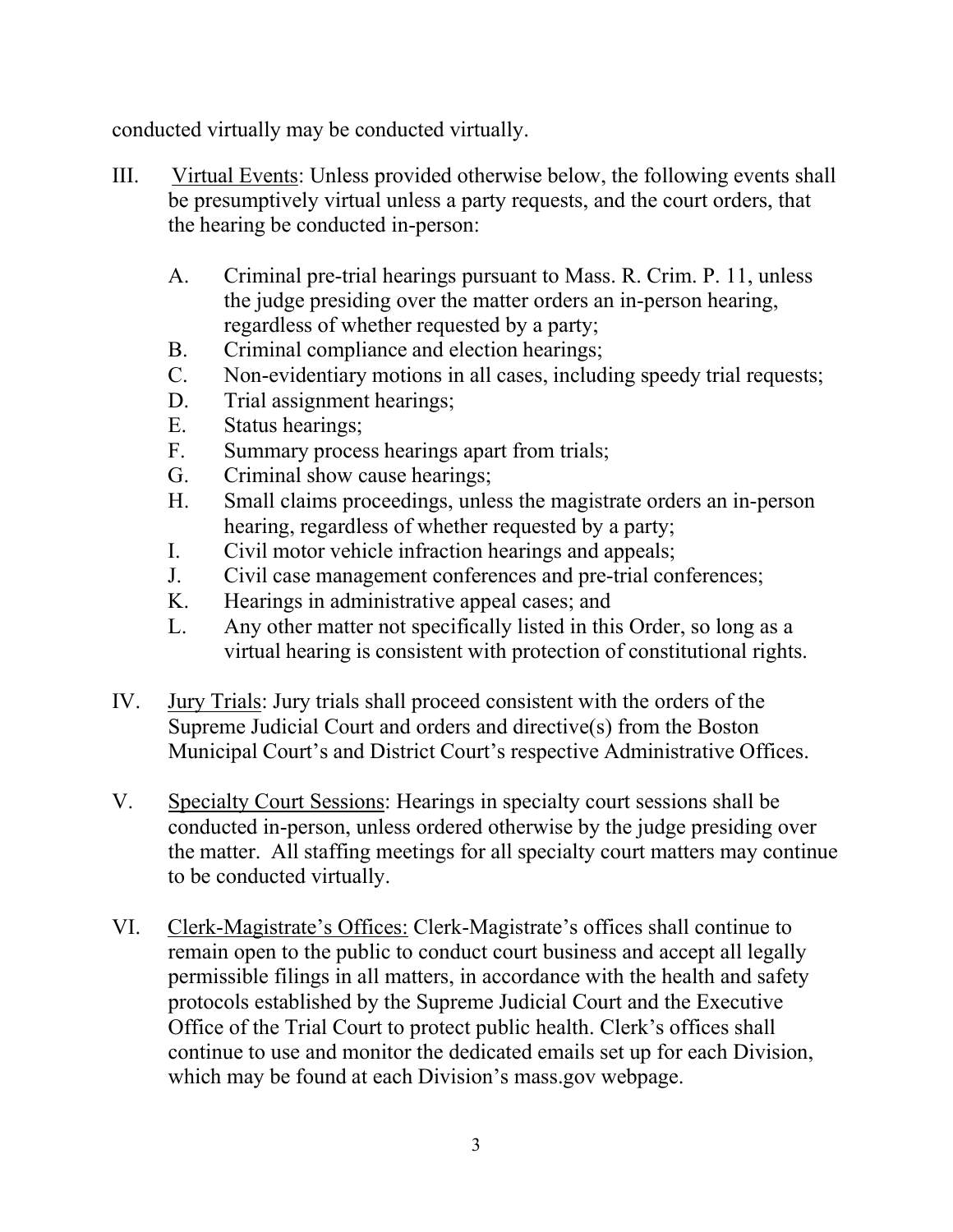conducted virtually may be conducted virtually.

III. <u>Virtual Events</u>: Unless provided otherwise below, the following events shall be presumptively virtual unless a party requests, and the court orders, that the hearing be conducted in-person:

   A. Criminal pre-trial hearings pursuant to Mass. R. Crim. P. 11, unless the judge presiding over the matter orders an in-person hearing, regardless of whether requested by a party;
   B. Criminal compliance and election hearings;
   C. Non-evidentiary motions in all cases, including speedy trial requests;
   D. Trial assignment hearings;
   E. Status hearings;
   F. Summary process hearings apart from trials;
   G. Criminal show cause hearings;
   H. Small claims proceedings, unless the magistrate orders an in-person hearing, regardless of whether requested by a party;
   I. Civil motor vehicle infraction hearings and appeals;
   J. Civil case management conferences and pre-trial conferences;
   K. Hearings in administrative appeal cases; and
   L. Any other matter not specifically listed in this Order, so long as a virtual hearing is consistent with protection of constitutional rights.

IV. <u>Jury Trials</u>: Jury trials shall proceed consistent with the orders of the Supreme Judicial Court and orders and directive(s) from the Boston Municipal Court's and District Court's respective Administrative Offices.

V. <u>Specialty Court Sessions</u>: Hearings in specialty court sessions shall be conducted in-person, unless ordered otherwise by the judge presiding over the matter. All staffing meetings for all specialty court matters may continue to be conducted virtually.

VI. <u>Clerk-Magistrate's Offices:</u> Clerk-Magistrate's offices shall continue to remain open to the public to conduct court business and accept all legally permissible filings in all matters, in accordance with the health and safety protocols established by the Supreme Judicial Court and the Executive Office of the Trial Court to protect public health. Clerk's offices shall continue to use and monitor the dedicated emails set up for each Division, which may be found at each Division's mass.gov webpage.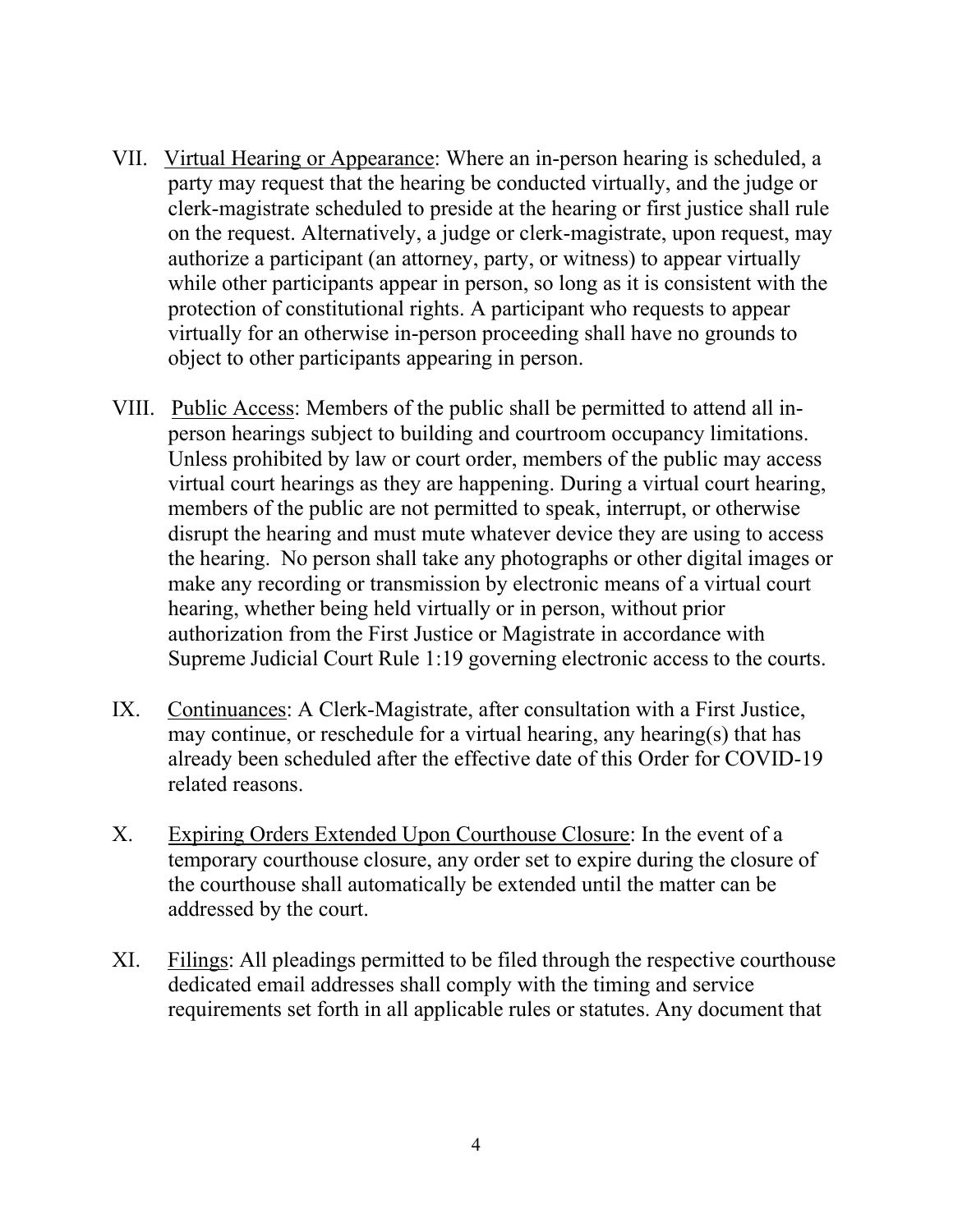VII. Virtual Hearing or Appearance: Where an in-person hearing is scheduled, a party may request that the hearing be conducted virtually, and the judge or clerk-magistrate scheduled to preside at the hearing or first justice shall rule on the request. Alternatively, a judge or clerk-magistrate, upon request, may authorize a participant (an attorney, party, or witness) to appear virtually while other participants appear in person, so long as it is consistent with the protection of constitutional rights. A participant who requests to appear virtually for an otherwise in-person proceeding shall have no grounds to object to other participants appearing in person.

VIII. Public Access: Members of the public shall be permitted to attend all in-person hearings subject to building and courtroom occupancy limitations. Unless prohibited by law or court order, members of the public may access virtual court hearings as they are happening. During a virtual court hearing, members of the public are not permitted to speak, interrupt, or otherwise disrupt the hearing and must mute whatever device they are using to access the hearing. No person shall take any photographs or other digital images or make any recording or transmission by electronic means of a virtual court hearing, whether being held virtually or in person, without prior authorization from the First Justice or Magistrate in accordance with Supreme Judicial Court Rule 1:19 governing electronic access to the courts.

IX. Continuances: A Clerk-Magistrate, after consultation with a First Justice, may continue, or reschedule for a virtual hearing, any hearing(s) that has already been scheduled after the effective date of this Order for COVID-19 related reasons.

X. Expiring Orders Extended Upon Courthouse Closure: In the event of a temporary courthouse closure, any order set to expire during the closure of the courthouse shall automatically be extended until the matter can be addressed by the court.

XI. Filings: All pleadings permitted to be filed through the respective courthouse dedicated email addresses shall comply with the timing and service requirements set forth in all applicable rules or statutes. Any document that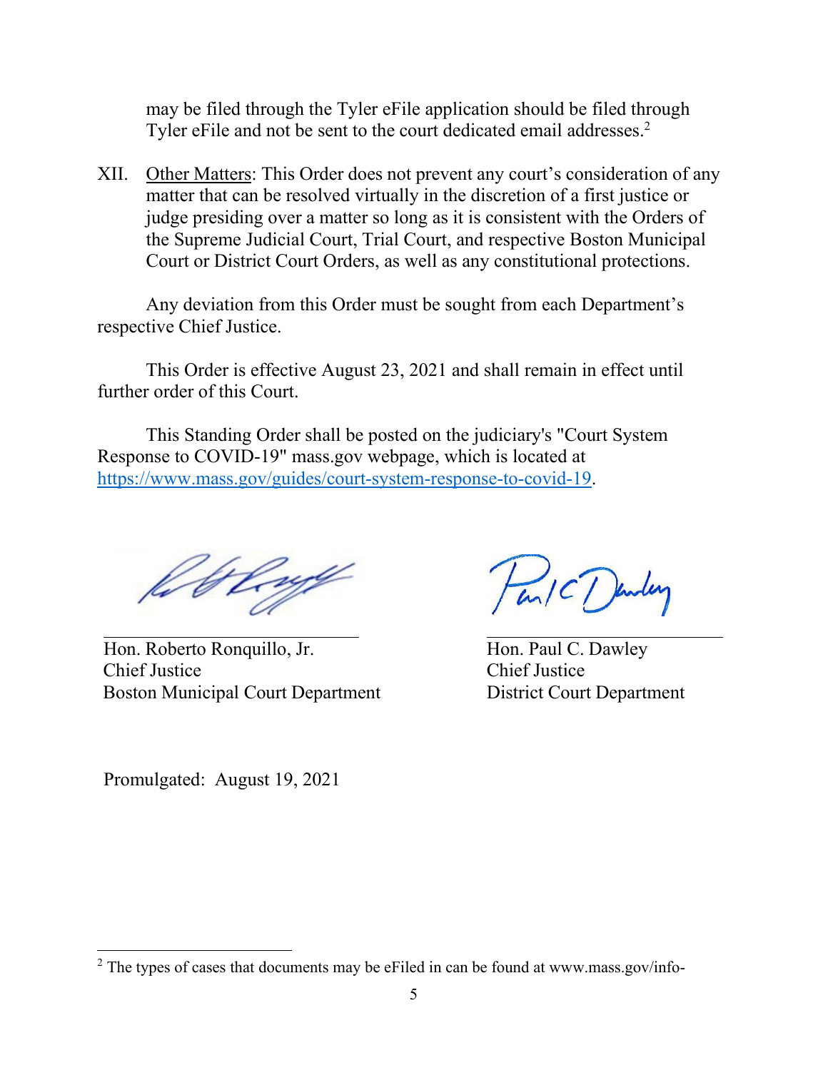may be filed through the Tyler eFile application should be filed through Tyler eFile and not be sent to the court dedicated email addresses.[2]

XII. Other Matters: This Order does not prevent any court's consideration of any matter that can be resolved virtually in the discretion of a first justice or judge presiding over a matter so long as it is consistent with the Orders of the Supreme Judicial Court, Trial Court, and respective Boston Municipal Court or District Court Orders, as well as any constitutional protections.

Any deviation from this Order must be sought from each Department's respective Chief Justice.

This Order is effective August 23, 2021 and shall remain in effect until further order of this Court.

This Standing Order shall be posted on the judiciary's "Court System Response to COVID-19" mass.gov webpage, which is located at https://www.mass.gov/guides/court-system-response-to-covid-19.

Hon. Roberto Ronquillo, Jr.
Chief Justice
Boston Municipal Court Department

Hon. Paul C. Dawley
Chief Justice
District Court Department

Promulgated: August 19, 2021

[2] The types of cases that documents may be eFiled in can be found at www.mass.gov/info-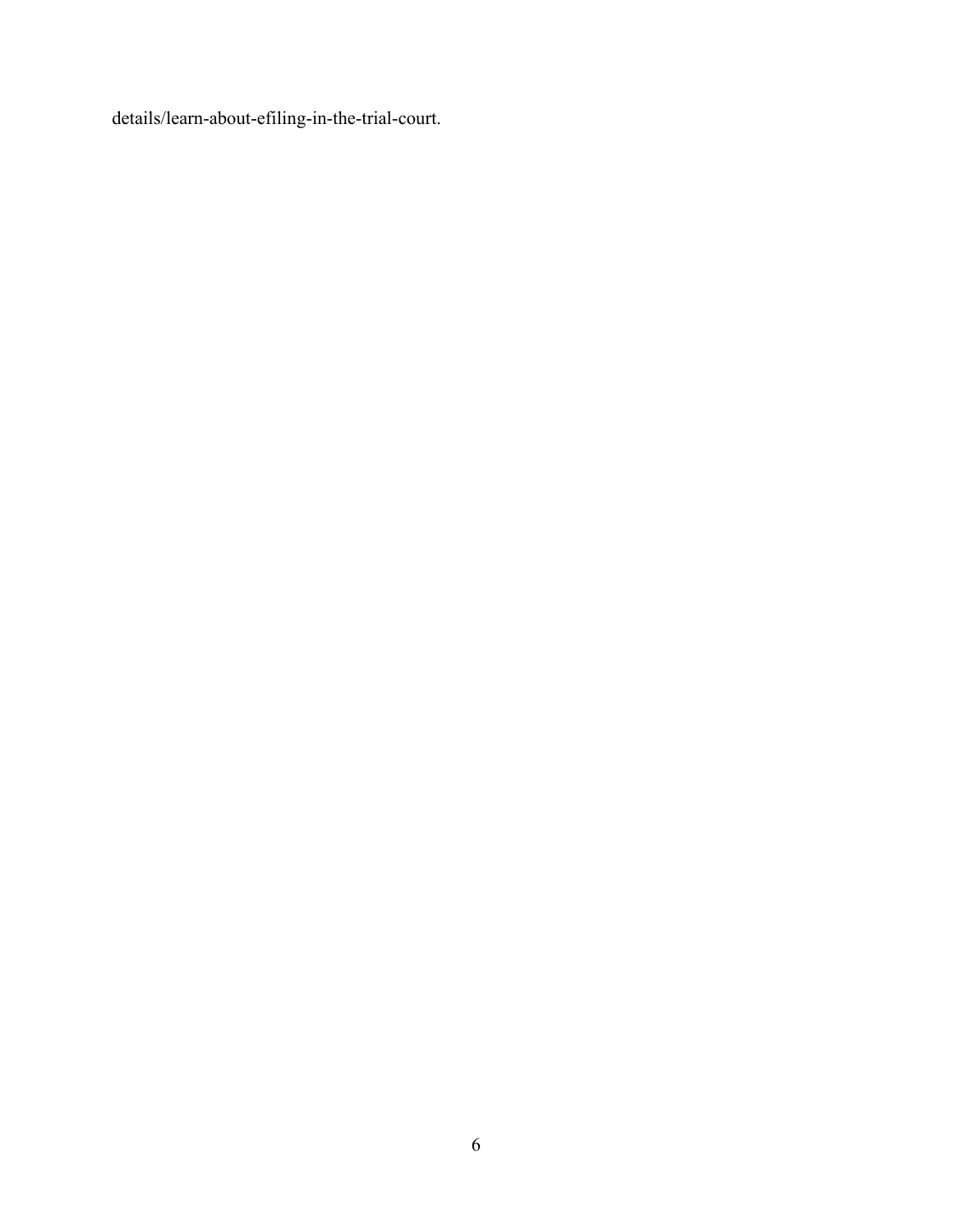details/learn-about-efiling-in-the-trial-court.